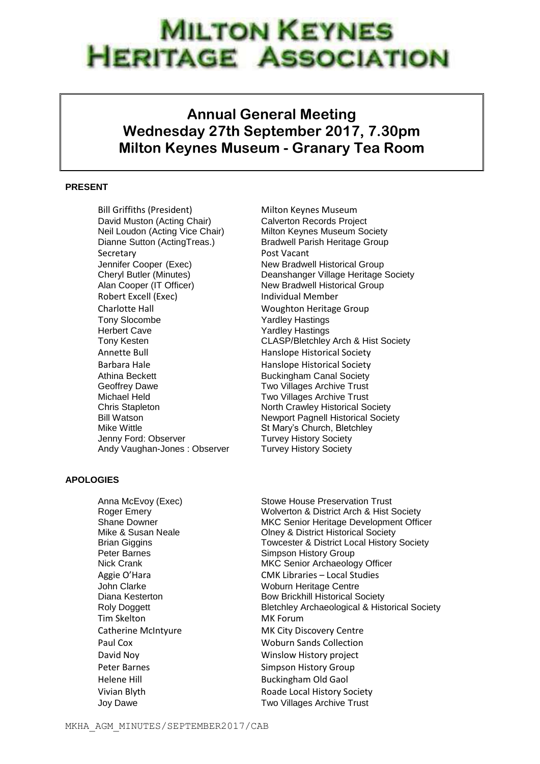# MILTON KEYNES HERITAGE ASSOCIATION

## Annual General Meeting
## Wednesday 27th September 2017, 7.30pm
## Milton Keynes Museum - Granary Tea Room

**PRESENT**

| | |
|---|---|
| Bill Griffiths (President) | Milton Keynes Museum |
| David Muston (Acting Chair) | Calverton Records Project |
| Neil Loudon (Acting Vice Chair) | Milton Keynes Museum Society |
| Dianne Sutton (ActingTreas.) | Bradwell Parish Heritage Group |
| Secretary | Post Vacant |
| Jennifer Cooper (Exec) | New Bradwell Historical Group |
| Cheryl Butler (Minutes) | Deanshanger Village Heritage Society |
| Alan Cooper (IT Officer) | New Bradwell Historical Group |
| Robert Excell (Exec) | Individual Member |
| Charlotte Hall | Woughton Heritage Group |
| Tony Slocombe | Yardley Hastings |
| Herbert Cave | Yardley Hastings |
| Tony Kesten | CLASP/Bletchley Arch & Hist Society |
| Annette Bull | Hanslope Historical Society |
| Barbara Hale | Hanslope Historical Society |
| Athina Beckett | Buckingham Canal Society |
| Geoffrey Dawe | Two Villages Archive Trust |
| Michael Held | Two Villages Archive Trust |
| Chris Stapleton | North Crawley Historical Society |
| Bill Watson | Newport Pagnell Historical Society |
| Mike Wittle | St Mary's Church, Bletchley |
| Jenny Ford: Observer | Turvey History Society |
| Andy Vaughan-Jones : Observer | Turvey History Society |

**APOLOGIES**

| | |
|---|---|
| Anna McEvoy (Exec) | Stowe House Preservation Trust |
| Roger Emery | Wolverton & District Arch & Hist Society |
| Shane Downer | MKC Senior Heritage Development Officer |
| Mike & Susan Neale | Olney & District Historical Society |
| Brian Giggins | Towcester & District Local History Society |
| Peter Barnes | Simpson History Group |
| Nick Crank | MKC Senior Archaeology Officer |
| Aggie O'Hara | CMK Libraries – Local Studies |
| John Clarke | Woburn Heritage Centre |
| Diana Kesterton | Bow Brickhill Historical Society |
| Roly Doggett | Bletchley Archaeological & Historical Society |
| Tim Skelton | MK Forum |
| Catherine McIntyure | MK City Discovery Centre |
| Paul Cox | Woburn Sands Collection |
| David Noy | Winslow History project |
| Peter Barnes | Simpson History Group |
| Helene Hill | Buckingham Old Gaol |
| Vivian Blyth | Roade Local History Society |
| Joy Dawe | Two Villages Archive Trust |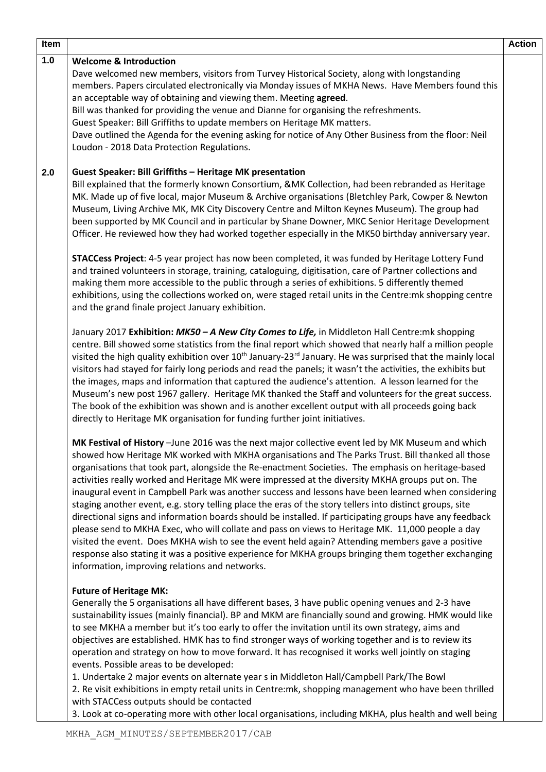| Item | | Action |
|---|---|---|
| 1.0 | **Welcome & Introduction**<br>Dave welcomed new members, visitors from Turvey Historical Society, along with longstanding members. Papers circulated electronically via Monday issues of MKHA News. Have Members found this an acceptable way of obtaining and viewing them. Meeting **agreed**.<br>Bill was thanked for providing the venue and Dianne for organising the refreshments.<br>Guest Speaker: Bill Griffiths to update members on Heritage MK matters.<br>Dave outlined the Agenda for the evening asking for notice of Any Other Business from the floor: Neil Loudon - 2018 Data Protection Regulations. | |
| 2.0 | **Guest Speaker: Bill Griffiths – Heritage MK presentation**<br>Bill explained that the formerly known Consortium, &MK Collection, had been rebranded as Heritage MK. Made up of five local, major Museum & Archive organisations (Bletchley Park, Cowper & Newton Museum, Living Archive MK, MK City Discovery Centre and Milton Keynes Museum). The group had been supported by MK Council and in particular by Shane Downer, MKC Senior Heritage Development Officer. He reviewed how they had worked together especially in the MK50 birthday anniversary year.<br><br>**STACCess Project**: 4-5 year project has now been completed, it was funded by Heritage Lottery Fund and trained volunteers in storage, training, cataloguing, digitisation, care of Partner collections and making them more accessible to the public through a series of exhibitions. 5 differently themed exhibitions, using the collections worked on, were staged retail units in the Centre:mk shopping centre and the grand finale project January exhibition.<br><br>January 2017 **Exhibition: *MK50 – A New City Comes to Life,*** in Middleton Hall Centre:mk shopping centre. Bill showed some statistics from the final report which showed that nearly half a million people visited the high quality exhibition over 10th January-23rd January. He was surprised that the mainly local visitors had stayed for fairly long periods and read the panels; it wasn't the activities, the exhibits but the images, maps and information that captured the audience's attention. A lesson learned for the Museum's new post 1967 gallery. Heritage MK thanked the Staff and volunteers for the great success. The book of the exhibition was shown and is another excellent output with all proceeds going back directly to Heritage MK organisation for funding further joint initiatives.<br><br>**MK Festival of History** –June 2016 was the next major collective event led by MK Museum and which showed how Heritage MK worked with MKHA organisations and The Parks Trust. Bill thanked all those organisations that took part, alongside the Re-enactment Societies. The emphasis on heritage-based activities really worked and Heritage MK were impressed at the diversity MKHA groups put on. The inaugural event in Campbell Park was another success and lessons have been learned when considering staging another event, e.g. story telling place the eras of the story tellers into distinct groups, site directional signs and information boards should be installed. If participating groups have any feedback please send to MKHA Exec, who will collate and pass on views to Heritage MK. 11,000 people a day visited the event. Does MKHA wish to see the event held again? Attending members gave a positive response also stating it was a positive experience for MKHA groups bringing them together exchanging information, improving relations and networks.<br><br>**Future of Heritage MK:**<br>Generally the 5 organisations all have different bases, 3 have public opening venues and 2-3 have sustainability issues (mainly financial). BP and MKM are financially sound and growing. HMK would like to see MKHA a member but it's too early to offer the invitation until its own strategy, aims and objectives are established. HMK has to find stronger ways of working together and is to review its operation and strategy on how to move forward. It has recognised it works well jointly on staging events. Possible areas to be developed:<br>1. Undertake 2 major events on alternate year s in Middleton Hall/Campbell Park/The Bowl<br>2. Re visit exhibitions in empty retail units in Centre:mk, shopping management who have been thrilled with STACCess outputs should be contacted<br>3. Look at co-operating more with other local organisations, including MKHA, plus health and well being | |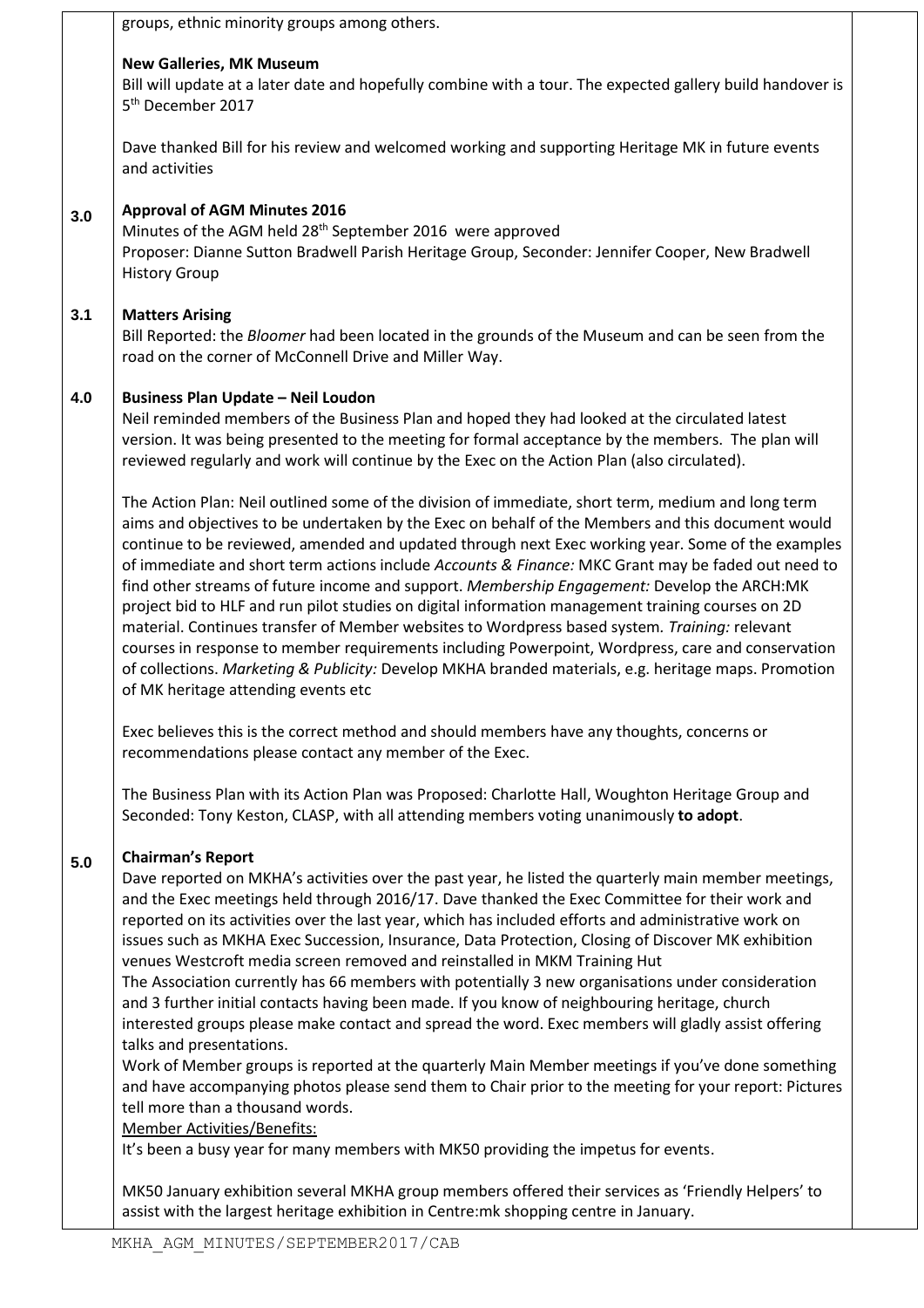groups, ethnic minority groups among others.

**New Galleries, MK Museum**

Bill will update at a later date and hopefully combine with a tour. The expected gallery build handover is 5th December 2017

Dave thanked Bill for his review and welcomed working and supporting Heritage MK in future events and activities

**3.0 Approval of AGM Minutes 2016**

Minutes of the AGM held 28th September 2016 were approved

Proposer: Dianne Sutton Bradwell Parish Heritage Group, Seconder: Jennifer Cooper, New Bradwell History Group

**3.1 Matters Arising**

Bill Reported: the *Bloomer* had been located in the grounds of the Museum and can be seen from the road on the corner of McConnell Drive and Miller Way.

**4.0 Business Plan Update – Neil Loudon**

Neil reminded members of the Business Plan and hoped they had looked at the circulated latest version. It was being presented to the meeting for formal acceptance by the members. The plan will reviewed regularly and work will continue by the Exec on the Action Plan (also circulated).

The Action Plan: Neil outlined some of the division of immediate, short term, medium and long term aims and objectives to be undertaken by the Exec on behalf of the Members and this document would continue to be reviewed, amended and updated through next Exec working year. Some of the examples of immediate and short term actions include *Accounts & Finance:* MKC Grant may be faded out need to find other streams of future income and support. *Membership Engagement:* Develop the ARCH:MK project bid to HLF and run pilot studies on digital information management training courses on 2D material. Continues transfer of Member websites to Wordpress based system. *Training:* relevant courses in response to member requirements including Powerpoint, Wordpress, care and conservation of collections. *Marketing & Publicity:* Develop MKHA branded materials, e.g. heritage maps. Promotion of MK heritage attending events etc

Exec believes this is the correct method and should members have any thoughts, concerns or recommendations please contact any member of the Exec.

The Business Plan with its Action Plan was Proposed: Charlotte Hall, Woughton Heritage Group and Seconded: Tony Keston, CLASP, with all attending members voting unanimously **to adopt**.

**5.0 Chairman's Report**

Dave reported on MKHA's activities over the past year, he listed the quarterly main member meetings, and the Exec meetings held through 2016/17. Dave thanked the Exec Committee for their work and reported on its activities over the last year, which has included efforts and administrative work on issues such as MKHA Exec Succession, Insurance, Data Protection, Closing of Discover MK exhibition venues Westcroft media screen removed and reinstalled in MKM Training Hut

The Association currently has 66 members with potentially 3 new organisations under consideration and 3 further initial contacts having been made. If you know of neighbouring heritage, church interested groups please make contact and spread the word. Exec members will gladly assist offering talks and presentations.

Work of Member groups is reported at the quarterly Main Member meetings if you've done something and have accompanying photos please send them to Chair prior to the meeting for your report: Pictures tell more than a thousand words.

Member Activities/Benefits:

It's been a busy year for many members with MK50 providing the impetus for events.

MK50 January exhibition several MKHA group members offered their services as 'Friendly Helpers' to assist with the largest heritage exhibition in Centre:mk shopping centre in January.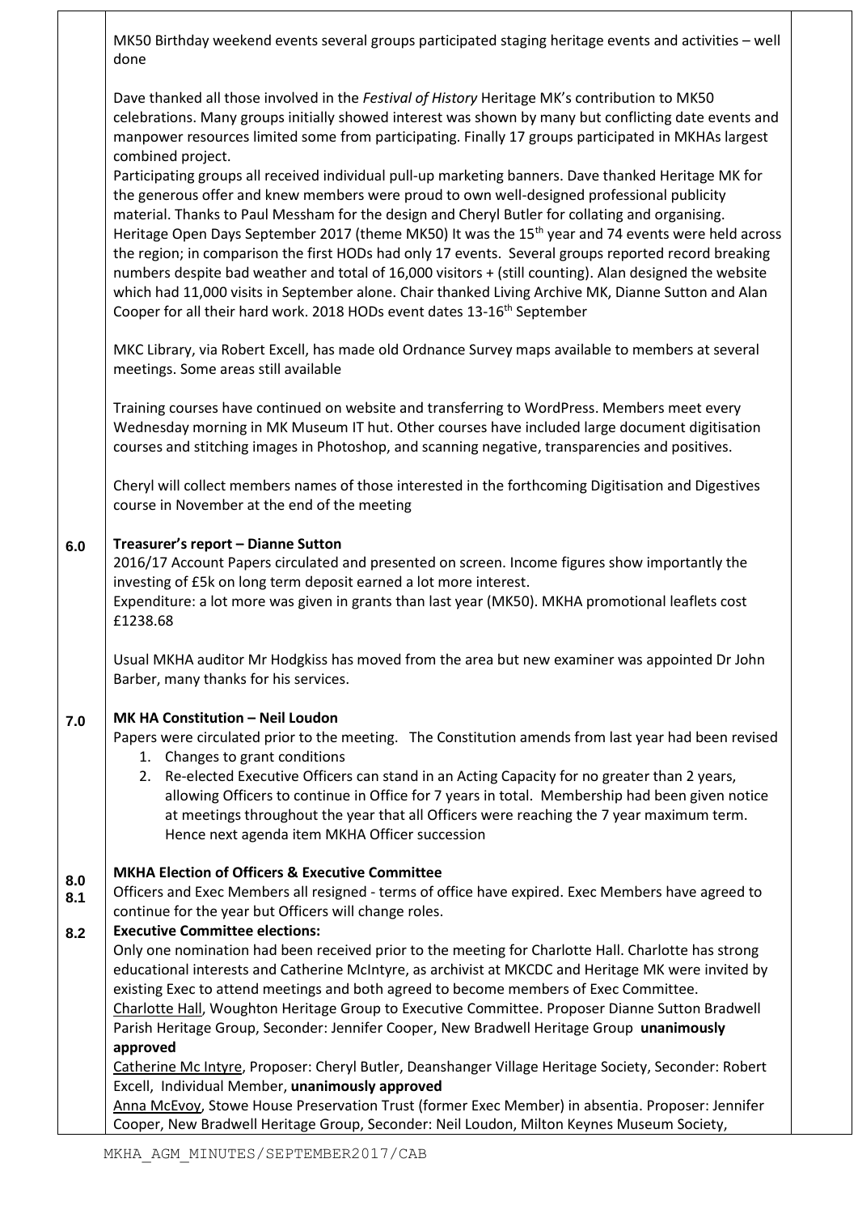MK50 Birthday weekend events several groups participated staging heritage events and activities – well done

Dave thanked all those involved in the *Festival of History* Heritage MK's contribution to MK50 celebrations. Many groups initially showed interest was shown by many but conflicting date events and manpower resources limited some from participating. Finally 17 groups participated in MKHAs largest combined project.
Participating groups all received individual pull-up marketing banners. Dave thanked Heritage MK for the generous offer and knew members were proud to own well-designed professional publicity material. Thanks to Paul Messham for the design and Cheryl Butler for collating and organising.
Heritage Open Days September 2017 (theme MK50) It was the 15th year and 74 events were held across the region; in comparison the first HODs had only 17 events. Several groups reported record breaking numbers despite bad weather and total of 16,000 visitors + (still counting). Alan designed the website which had 11,000 visits in September alone. Chair thanked Living Archive MK, Dianne Sutton and Alan Cooper for all their hard work. 2018 HODs event dates 13-16th September

MKC Library, via Robert Excell, has made old Ordnance Survey maps available to members at several meetings. Some areas still available

Training courses have continued on website and transferring to WordPress. Members meet every Wednesday morning in MK Museum IT hut. Other courses have included large document digitisation courses and stitching images in Photoshop, and scanning negative, transparencies and positives.

Cheryl will collect members names of those interested in the forthcoming Digitisation and Digestives course in November at the end of the meeting

**6.0 Treasurer's report – Dianne Sutton**

2016/17 Account Papers circulated and presented on screen. Income figures show importantly the investing of £5k on long term deposit earned a lot more interest.
Expenditure: a lot more was given in grants than last year (MK50). MKHA promotional leaflets cost £1238.68

Usual MKHA auditor Mr Hodgkiss has moved from the area but new examiner was appointed Dr John Barber, many thanks for his services.

**7.0 MK HA Constitution – Neil Loudon**

Papers were circulated prior to the meeting. The Constitution amends from last year had been revised

1. Changes to grant conditions
2. Re-elected Executive Officers can stand in an Acting Capacity for no greater than 2 years, allowing Officers to continue in Office for 7 years in total. Membership had been given notice at meetings throughout the year that all Officers were reaching the 7 year maximum term. Hence next agenda item MKHA Officer succession

**8.0 MKHA Election of Officers & Executive Committee**

**8.1** Officers and Exec Members all resigned - terms of office have expired. Exec Members have agreed to continue for the year but Officers will change roles.

**8.2 Executive Committee elections:**

Only one nomination had been received prior to the meeting for Charlotte Hall. Charlotte has strong educational interests and Catherine McIntyre, as archivist at MKCDC and Heritage MK were invited by existing Exec to attend meetings and both agreed to become members of Exec Committee.
Charlotte Hall, Woughton Heritage Group to Executive Committee. Proposer Dianne Sutton Bradwell Parish Heritage Group, Seconder: Jennifer Cooper, New Bradwell Heritage Group **unanimously approved**
Catherine Mc Intyre, Proposer: Cheryl Butler, Deanshanger Village Heritage Society, Seconder: Robert Excell, Individual Member, **unanimously approved**
Anna McEvoy, Stowe House Preservation Trust (former Exec Member) in absentia. Proposer: Jennifer Cooper, New Bradwell Heritage Group, Seconder: Neil Loudon, Milton Keynes Museum Society,

MKHA_AGM_MINUTES/SEPTEMBER2017/CAB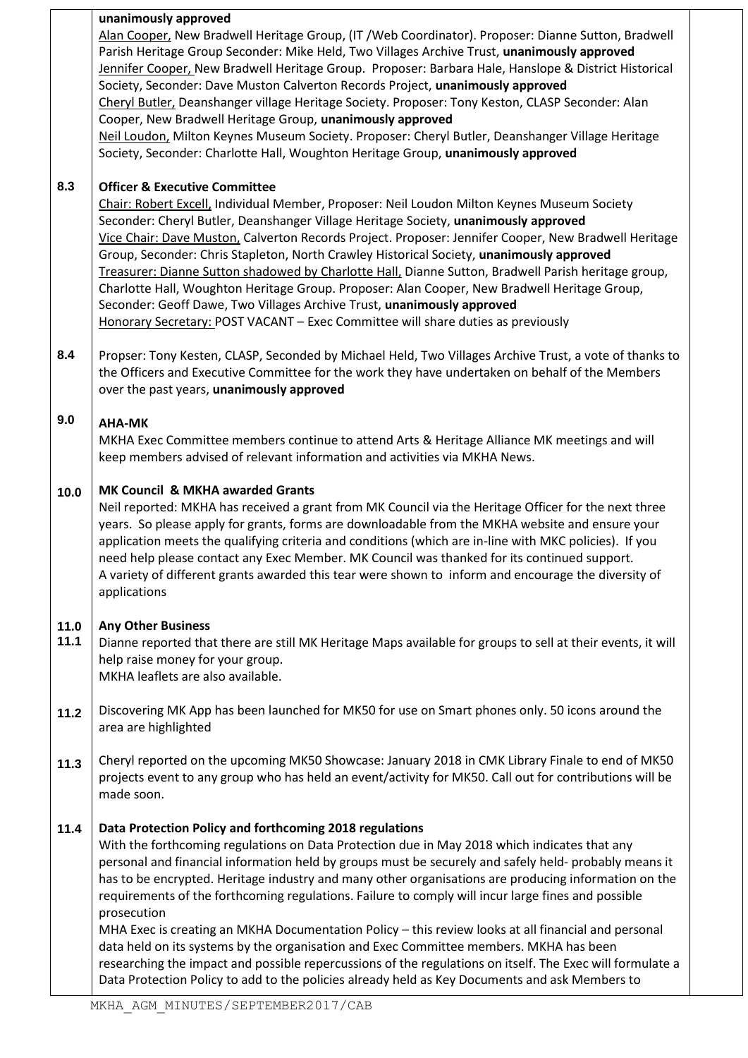**unanimously approved**

Alan Cooper, New Bradwell Heritage Group, (IT /Web Coordinator). Proposer: Dianne Sutton, Bradwell Parish Heritage Group Seconder: Mike Held, Two Villages Archive Trust, **unanimously approved**

Jennifer Cooper, New Bradwell Heritage Group. Proposer: Barbara Hale, Hanslope & District Historical Society, Seconder: Dave Muston Calverton Records Project, **unanimously approved**

Cheryl Butler, Deanshanger village Heritage Society. Proposer: Tony Keston, CLASP Seconder: Alan Cooper, New Bradwell Heritage Group, **unanimously approved**

Neil Loudon, Milton Keynes Museum Society. Proposer: Cheryl Butler, Deanshanger Village Heritage Society, Seconder: Charlotte Hall, Woughton Heritage Group, **unanimously approved**

**8.3 Officer & Executive Committee**

Chair: Robert Excell, Individual Member, Proposer: Neil Loudon Milton Keynes Museum Society Seconder: Cheryl Butler, Deanshanger Village Heritage Society, **unanimously approved**

Vice Chair: Dave Muston, Calverton Records Project. Proposer: Jennifer Cooper, New Bradwell Heritage Group, Seconder: Chris Stapleton, North Crawley Historical Society, **unanimously approved**

Treasurer: Dianne Sutton shadowed by Charlotte Hall, Dianne Sutton, Bradwell Parish heritage group, Charlotte Hall, Woughton Heritage Group. Proposer: Alan Cooper, New Bradwell Heritage Group, Seconder: Geoff Dawe, Two Villages Archive Trust, **unanimously approved**

Honorary Secretary: POST VACANT – Exec Committee will share duties as previously

**8.4** Propser: Tony Kesten, CLASP, Seconded by Michael Held, Two Villages Archive Trust, a vote of thanks to the Officers and Executive Committee for the work they have undertaken on behalf of the Members over the past years, **unanimously approved**

**9.0 AHA-MK**

MKHA Exec Committee members continue to attend Arts & Heritage Alliance MK meetings and will keep members advised of relevant information and activities via MKHA News.

**10.0 MK Council & MKHA awarded Grants**

Neil reported: MKHA has received a grant from MK Council via the Heritage Officer for the next three years. So please apply for grants, forms are downloadable from the MKHA website and ensure your application meets the qualifying criteria and conditions (which are in-line with MKC policies). If you need help please contact any Exec Member. MK Council was thanked for its continued support.
A variety of different grants awarded this tear were shown to inform and encourage the diversity of applications

**11.0 Any Other Business**

**11.1** Dianne reported that there are still MK Heritage Maps available for groups to sell at their events, it will help raise money for your group.
MKHA leaflets are also available.

**11.2** Discovering MK App has been launched for MK50 for use on Smart phones only. 50 icons around the area are highlighted

**11.3** Cheryl reported on the upcoming MK50 Showcase: January 2018 in CMK Library Finale to end of MK50 projects event to any group who has held an event/activity for MK50. Call out for contributions will be made soon.

**11.4 Data Protection Policy and forthcoming 2018 regulations**

With the forthcoming regulations on Data Protection due in May 2018 which indicates that any personal and financial information held by groups must be securely and safely held- probably means it has to be encrypted. Heritage industry and many other organisations are producing information on the requirements of the forthcoming regulations. Failure to comply will incur large fines and possible prosecution

MHA Exec is creating an MKHA Documentation Policy – this review looks at all financial and personal data held on its systems by the organisation and Exec Committee members. MKHA has been researching the impact and possible repercussions of the regulations on itself. The Exec will formulate a Data Protection Policy to add to the policies already held as Key Documents and ask Members to

MKHA_AGM_MINUTES/SEPTEMBER2017/CAB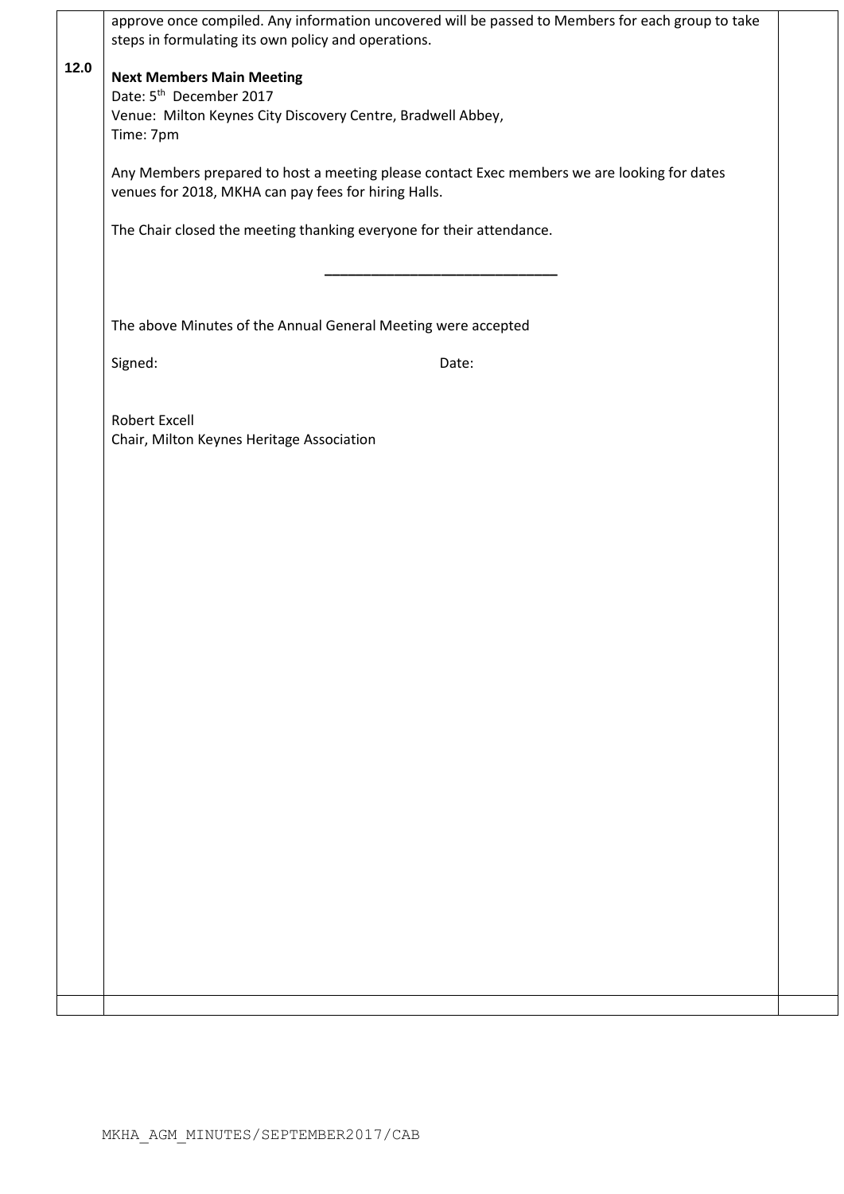approve once compiled. Any information uncovered will be passed to Members for each group to take steps in formulating its own policy and operations.

**12.0**

**Next Members Main Meeting**
Date: 5th December 2017
Venue: Milton Keynes City Discovery Centre, Bradwell Abbey,
Time: 7pm

Any Members prepared to host a meeting please contact Exec members we are looking for dates venues for 2018, MKHA can pay fees for hiring Halls.

The Chair closed the meeting thanking everyone for their attendance.

---

The above Minutes of the Annual General Meeting were accepted

Signed: Date:

Robert Excell
Chair, Milton Keynes Heritage Association

MKHA_AGM_MINUTES/SEPTEMBER2017/CAB